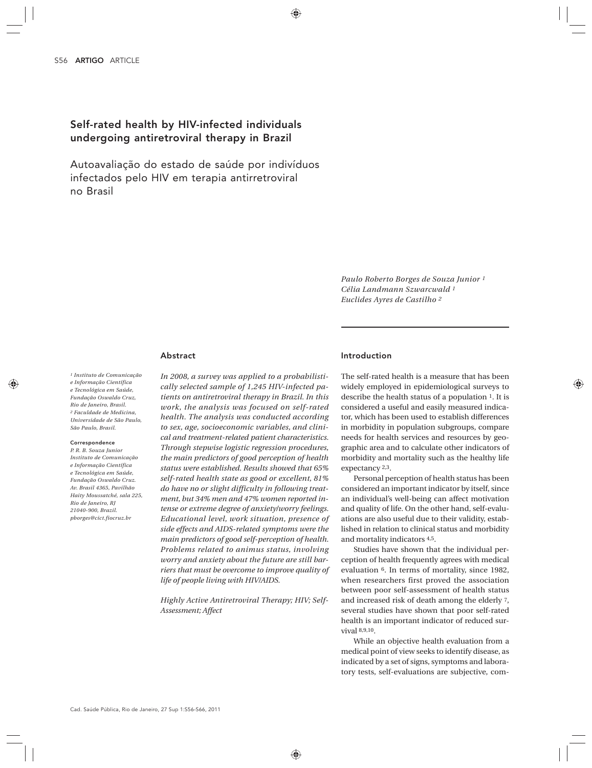# Self-rated health by HIV-infected individuals undergoing antiretroviral therapy in Brazil

# Autoavaliação do estado de saúde por indivíduos infectados pelo HIV em terapia antirretroviral no Brasil

*Paulo Roberto Borges de Souza Junior [1]*
*Célia Landmann Szwarcwald [1]*
*Euclides Ayres de Castilho [2]*

*[1] Instituto de Comunicação e Informação Científica e Tecnológica em Saúde, Fundação Oswaldo Cruz, Rio de Janeiro, Brasil.*
*[2] Faculdade de Medicina, Universidade de São Paulo, São Paulo, Brasil.*

**Correspondence**
*P. R. B. Souza Junior*
*Instituto de Comunicação e Informação Científica e Tecnológica em Saúde, Fundação Oswaldo Cruz.*
*Av. Brasil 4365, Pavilhão Haity Moussatché, sala 225, Rio de Janeiro, RJ*
*21040-900, Brazil.*
*pborges@cict.fiocruz.br*

## Abstract

*In 2008, a survey was applied to a probabilistically selected sample of 1,245 HIV-infected patients on antiretroviral therapy in Brazil. In this work, the analysis was focused on self-rated health. The analysis was conducted according to sex, age, socioeconomic variables, and clinical and treatment-related patient characteristics. Through stepwise logistic regression procedures, the main predictors of good perception of health status were established. Results showed that 65% self-rated health state as good or excellent, 81% do have no or slight difficulty in following treatment, but 34% men and 47% women reported intense or extreme degree of anxiety/worry feelings. Educational level, work situation, presence of side effects and AIDS-related symptoms were the main predictors of good self-perception of health. Problems related to animus status, involving worry and anxiety about the future are still barriers that must be overcome to improve quality of life of people living with HIV/AIDS.*

*Highly Active Antiretroviral Therapy; HIV; Self-Assessment; Affect*

## Introduction

The self-rated health is a measure that has been widely employed in epidemiological surveys to describe the health status of a population [1]. It is considered a useful and easily measured indicator, which has been used to establish differences in morbidity in population subgroups, compare needs for health services and resources by geographic area and to calculate other indicators of morbidity and mortality such as the healthy life expectancy [2,3].

Personal perception of health status has been considered an important indicator by itself, since an individual's well-being can affect motivation and quality of life. On the other hand, self-evaluations are also useful due to their validity, established in relation to clinical status and morbidity and mortality indicators [4,5].

Studies have shown that the individual perception of health frequently agrees with medical evaluation [6]. In terms of mortality, since 1982, when researchers first proved the association between poor self-assessment of health status and increased risk of death among the elderly [7], several studies have shown that poor self-rated health is an important indicator of reduced survival [8,9,10].

While an objective health evaluation from a medical point of view seeks to identify disease, as indicated by a set of signs, symptoms and laboratory tests, self-evaluations are subjective, com-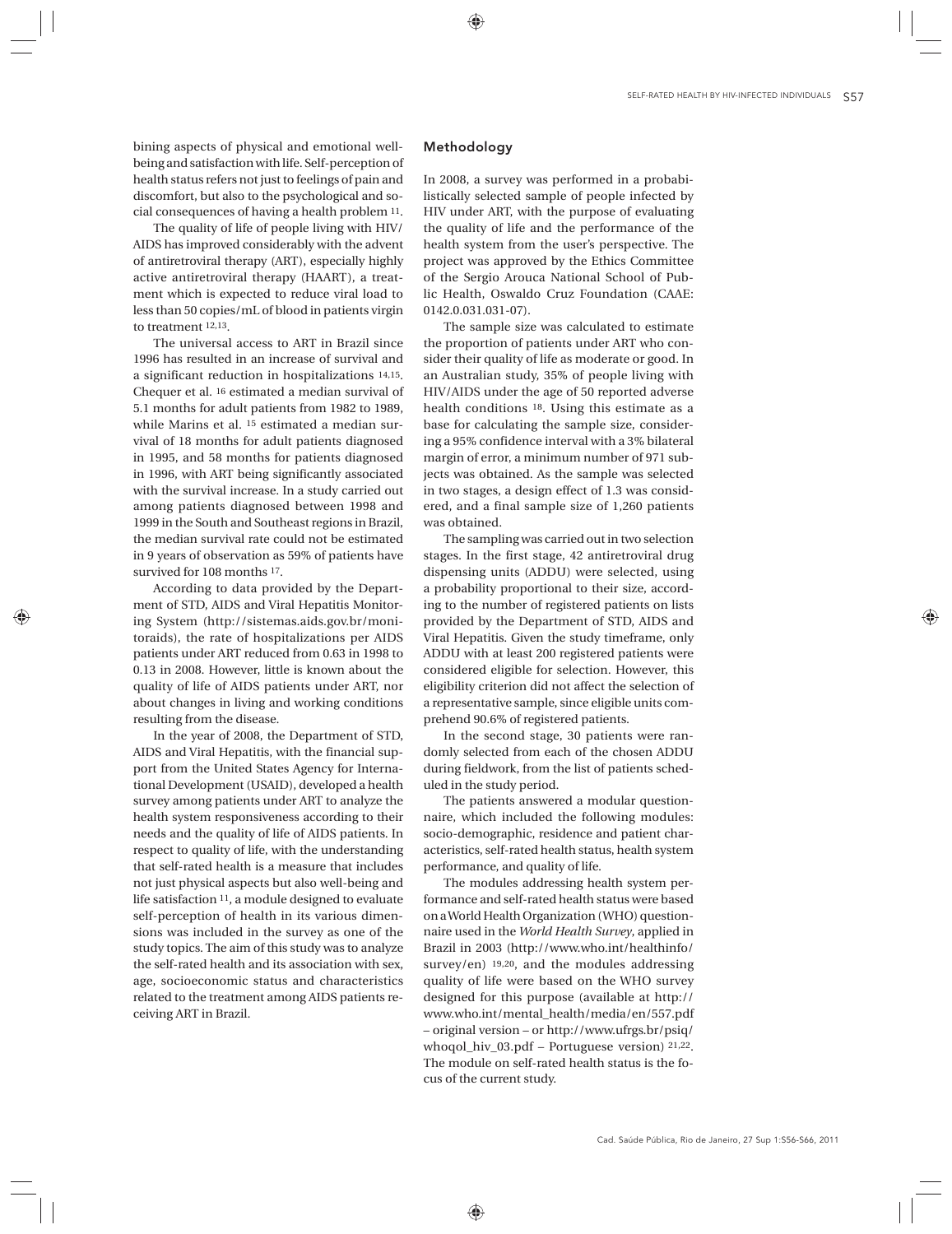bining aspects of physical and emotional well-being and satisfaction with life. Self-perception of health status refers not just to feelings of pain and discomfort, but also to the psychological and social consequences of having a health problem [11].

The quality of life of people living with HIV/AIDS has improved considerably with the advent of antiretroviral therapy (ART), especially highly active antiretroviral therapy (HAART), a treatment which is expected to reduce viral load to less than 50 copies/mL of blood in patients virgin to treatment [12,13].

The universal access to ART in Brazil since 1996 has resulted in an increase of survival and a significant reduction in hospitalizations [14,15]. Chequer et al. [16] estimated a median survival of 5.1 months for adult patients from 1982 to 1989, while Marins et al. [15] estimated a median survival of 18 months for adult patients diagnosed in 1995, and 58 months for patients diagnosed in 1996, with ART being significantly associated with the survival increase. In a study carried out among patients diagnosed between 1998 and 1999 in the South and Southeast regions in Brazil, the median survival rate could not be estimated in 9 years of observation as 59% of patients have survived for 108 months [17].

According to data provided by the Department of STD, AIDS and Viral Hepatitis Monitoring System (http://sistemas.aids.gov.br/monitoraids), the rate of hospitalizations per AIDS patients under ART reduced from 0.63 in 1998 to 0.13 in 2008. However, little is known about the quality of life of AIDS patients under ART, nor about changes in living and working conditions resulting from the disease.

In the year of 2008, the Department of STD, AIDS and Viral Hepatitis, with the financial support from the United States Agency for International Development (USAID), developed a health survey among patients under ART to analyze the health system responsiveness according to their needs and the quality of life of AIDS patients. In respect to quality of life, with the understanding that self-rated health is a measure that includes not just physical aspects but also well-being and life satisfaction [11], a module designed to evaluate self-perception of health in its various dimensions was included in the survey as one of the study topics. The aim of this study was to analyze the self-rated health and its association with sex, age, socioeconomic status and characteristics related to the treatment among AIDS patients receiving ART in Brazil.

## Methodology

In 2008, a survey was performed in a probabilistically selected sample of people infected by HIV under ART, with the purpose of evaluating the quality of life and the performance of the health system from the user's perspective. The project was approved by the Ethics Committee of the Sergio Arouca National School of Public Health, Oswaldo Cruz Foundation (CAAE: 0142.0.031.031-07).

The sample size was calculated to estimate the proportion of patients under ART who consider their quality of life as moderate or good. In an Australian study, 35% of people living with HIV/AIDS under the age of 50 reported adverse health conditions [18]. Using this estimate as a base for calculating the sample size, considering a 95% confidence interval with a 3% bilateral margin of error, a minimum number of 971 subjects was obtained. As the sample was selected in two stages, a design effect of 1.3 was considered, and a final sample size of 1,260 patients was obtained.

The sampling was carried out in two selection stages. In the first stage, 42 antiretroviral drug dispensing units (ADDU) were selected, using a probability proportional to their size, according to the number of registered patients on lists provided by the Department of STD, AIDS and Viral Hepatitis. Given the study timeframe, only ADDU with at least 200 registered patients were considered eligible for selection. However, this eligibility criterion did not affect the selection of a representative sample, since eligible units comprehend 90.6% of registered patients.

In the second stage, 30 patients were randomly selected from each of the chosen ADDU during fieldwork, from the list of patients scheduled in the study period.

The patients answered a modular questionnaire, which included the following modules: socio-demographic, residence and patient characteristics, self-rated health status, health system performance, and quality of life.

The modules addressing health system performance and self-rated health status were based on a World Health Organization (WHO) questionnaire used in the *World Health Survey*, applied in Brazil in 2003 (http://www.who.int/healthinfo/survey/en) [19,20], and the modules addressing quality of life were based on the WHO survey designed for this purpose (available at http://www.who.int/mental_health/media/en/557.pdf – original version – or http://www.ufrgs.br/psiq/whoqol_hiv_03.pdf – Portuguese version) [21,22]. The module on self-rated health status is the focus of the current study.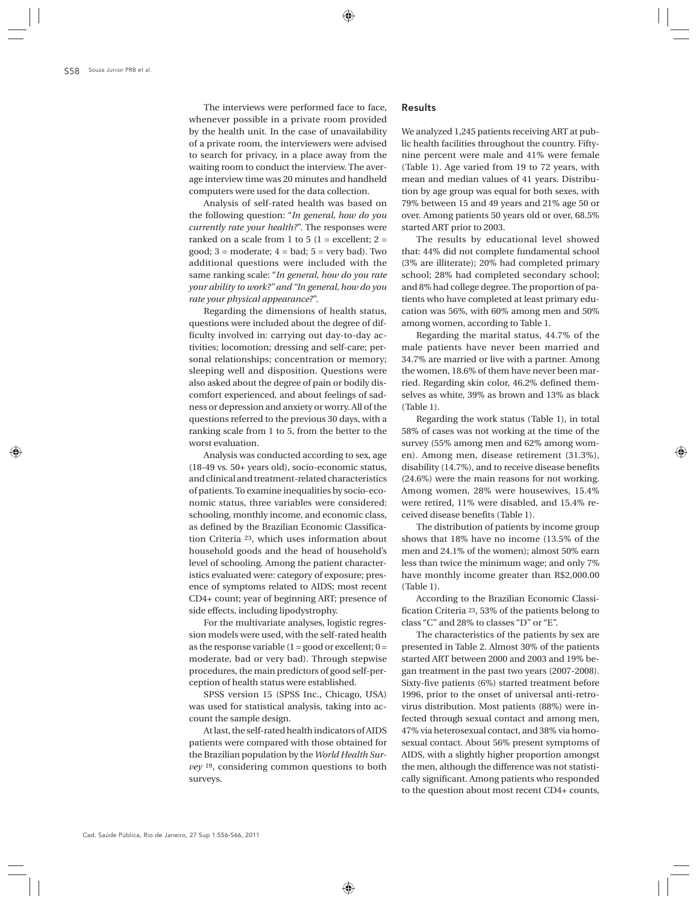The interviews were performed face to face, whenever possible in a private room provided by the health unit. In the case of unavailability of a private room, the interviewers were advised to search for privacy, in a place away from the waiting room to conduct the interview. The average interview time was 20 minutes and handheld computers were used for the data collection.

Analysis of self-rated health was based on the following question: "*In general, how do you currently rate your health?*". The responses were ranked on a scale from 1 to 5 (1 = excellent; 2 = good; 3 = moderate; 4 = bad; 5 = very bad). Two additional questions were included with the same ranking scale: "*In general, how do you rate your ability to work?" and "In general, how do you rate your physical appearance?*".

Regarding the dimensions of health status, questions were included about the degree of difficulty involved in: carrying out day-to-day activities; locomotion; dressing and self-care; personal relationships; concentration or memory; sleeping well and disposition. Questions were also asked about the degree of pain or bodily discomfort experienced, and about feelings of sadness or depression and anxiety or worry. All of the questions referred to the previous 30 days, with a ranking scale from 1 to 5, from the better to the worst evaluation.

Analysis was conducted according to sex, age (18-49 vs. 50+ years old), socio-economic status, and clinical and treatment-related characteristics of patients. To examine inequalities by socio-economic status, three variables were considered: schooling, monthly income, and economic class, as defined by the Brazilian Economic Classification Criteria [23], which uses information about household goods and the head of household's level of schooling. Among the patient characteristics evaluated were: category of exposure; presence of symptoms related to AIDS; most recent CD4+ count; year of beginning ART; presence of side effects, including lipodystrophy.

For the multivariate analyses, logistic regression models were used, with the self-rated health as the response variable (1 = good or excellent; 0 = moderate, bad or very bad). Through stepwise procedures, the main predictors of good self-perception of health status were established.

SPSS version 15 (SPSS Inc., Chicago, USA) was used for statistical analysis, taking into account the sample design.

At last, the self-rated health indicators of AIDS patients were compared with those obtained for the Brazilian population by the *World Health Survey* [19], considering common questions to both surveys.

## Results

We analyzed 1,245 patients receiving ART at public health facilities throughout the country. Fifty-nine percent were male and 41% were female (Table 1). Age varied from 19 to 72 years, with mean and median values of 41 years. Distribution by age group was equal for both sexes, with 79% between 15 and 49 years and 21% age 50 or over. Among patients 50 years old or over, 68.5% started ART prior to 2003.

The results by educational level showed that: 44% did not complete fundamental school (3% are illiterate); 20% had completed primary school; 28% had completed secondary school; and 8% had college degree. The proportion of patients who have completed at least primary education was 56%, with 60% among men and 50% among women, according to Table 1.

Regarding the marital status, 44.7% of the male patients have never been married and 34.7% are married or live with a partner. Among the women, 18.6% of them have never been married. Regarding skin color, 46.2% defined themselves as white, 39% as brown and 13% as black (Table 1).

Regarding the work status (Table 1), in total 58% of cases was not working at the time of the survey (55% among men and 62% among women). Among men, disease retirement (31.3%), disability (14.7%), and to receive disease benefits (24.6%) were the main reasons for not working. Among women, 28% were housewives, 15.4% were retired, 11% were disabled, and 15.4% received disease benefits (Table 1).

The distribution of patients by income group shows that 18% have no income (13.5% of the men and 24.1% of the women); almost 50% earn less than twice the minimum wage; and only 7% have monthly income greater than R$2,000.00 (Table 1).

According to the Brazilian Economic Classification Criteria [23], 53% of the patients belong to class "C" and 28% to classes "D" or "E".

The characteristics of the patients by sex are presented in Table 2. Almost 30% of the patients started ART between 2000 and 2003 and 19% began treatment in the past two years (2007-2008). Sixty-five patients (6%) started treatment before 1996, prior to the onset of universal anti-retrovirus distribution. Most patients (88%) were infected through sexual contact and among men, 47% via heterosexual contact, and 38% via homosexual contact. About 56% present symptoms of AIDS, with a slightly higher proportion amongst the men, although the difference was not statistically significant. Among patients who responded to the question about most recent CD4+ counts,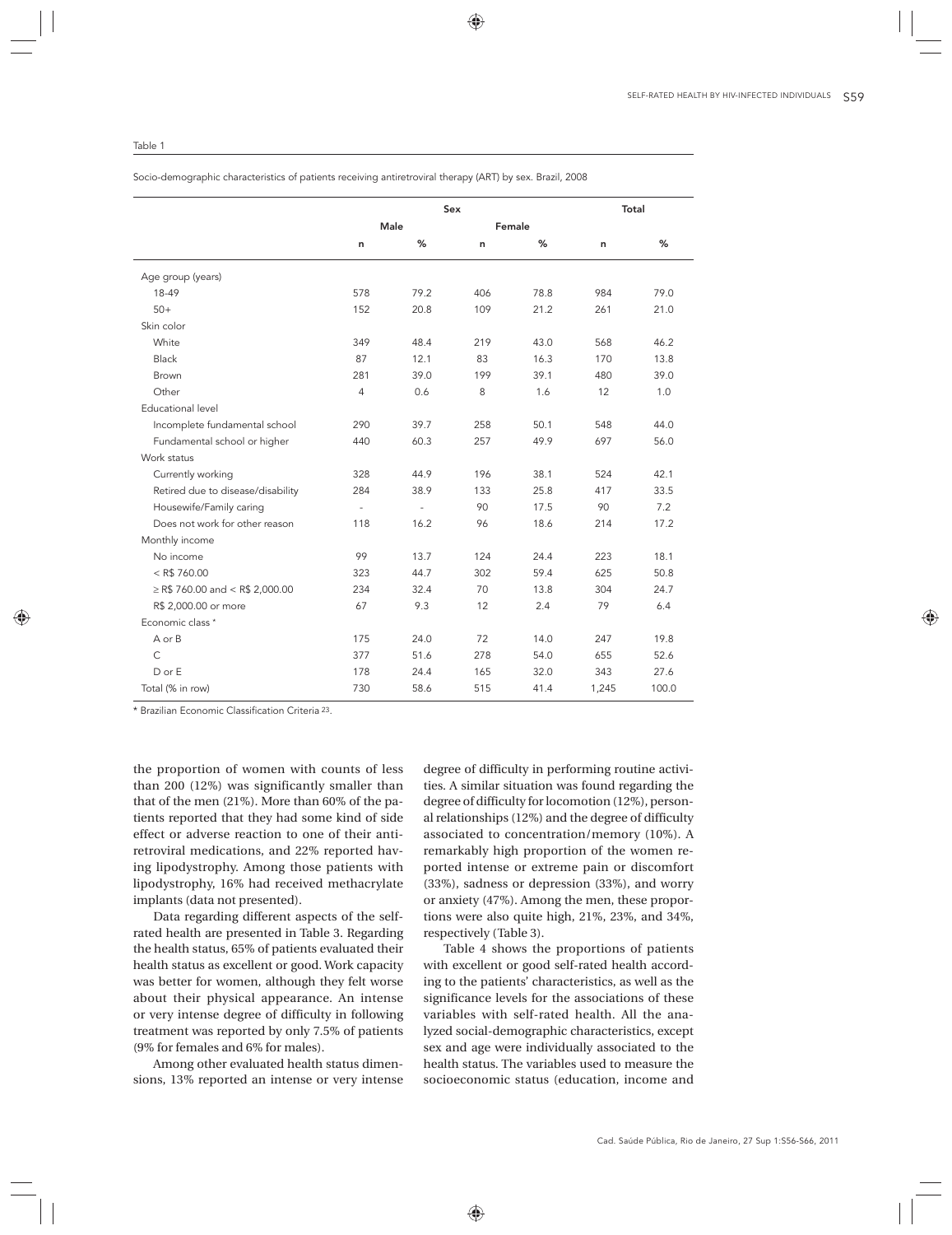Table 1

Socio-demographic characteristics of patients receiving antiretroviral therapy (ART) by sex. Brazil, 2008

| | Sex | | | | Total | |
|---|---|---|---|---|---|---|
| | Male | | Female | | | |
| | n | % | n | % | n | % |
| Age group (years) | | | | | | |
| 18-49 | 578 | 79.2 | 406 | 78.8 | 984 | 79.0 |
| 50+ | 152 | 20.8 | 109 | 21.2 | 261 | 21.0 |
| Skin color | | | | | | |
| White | 349 | 48.4 | 219 | 43.0 | 568 | 46.2 |
| Black | 87 | 12.1 | 83 | 16.3 | 170 | 13.8 |
| Brown | 281 | 39.0 | 199 | 39.1 | 480 | 39.0 |
| Other | 4 | 0.6 | 8 | 1.6 | 12 | 1.0 |
| Educational level | | | | | | |
| Incomplete fundamental school | 290 | 39.7 | 258 | 50.1 | 548 | 44.0 |
| Fundamental school or higher | 440 | 60.3 | 257 | 49.9 | 697 | 56.0 |
| Work status | | | | | | |
| Currently working | 328 | 44.9 | 196 | 38.1 | 524 | 42.1 |
| Retired due to disease/disability | 284 | 38.9 | 133 | 25.8 | 417 | 33.5 |
| Housewife/Family caring | - | - | 90 | 17.5 | 90 | 7.2 |
| Does not work for other reason | 118 | 16.2 | 96 | 18.6 | 214 | 17.2 |
| Monthly income | | | | | | |
| No income | 99 | 13.7 | 124 | 24.4 | 223 | 18.1 |
| < R$ 760.00 | 323 | 44.7 | 302 | 59.4 | 625 | 50.8 |
| ≥ R$ 760.00 and < R$ 2,000.00 | 234 | 32.4 | 70 | 13.8 | 304 | 24.7 |
| R$ 2,000.00 or more | 67 | 9.3 | 12 | 2.4 | 79 | 6.4 |
| Economic class * | | | | | | |
| A or B | 175 | 24.0 | 72 | 14.0 | 247 | 19.8 |
| C | 377 | 51.6 | 278 | 54.0 | 655 | 52.6 |
| D or E | 178 | 24.4 | 165 | 32.0 | 343 | 27.6 |
| Total (% in row) | 730 | 58.6 | 515 | 41.4 | 1,245 | 100.0 |

* Brazilian Economic Classification Criteria [23].

the proportion of women with counts of less than 200 (12%) was significantly smaller than that of the men (21%). More than 60% of the patients reported that they had some kind of side effect or adverse reaction to one of their antiretroviral medications, and 22% reported having lipodystrophy. Among those patients with lipodystrophy, 16% had received methacrylate implants (data not presented).

Data regarding different aspects of the self-rated health are presented in Table 3. Regarding the health status, 65% of patients evaluated their health status as excellent or good. Work capacity was better for women, although they felt worse about their physical appearance. An intense or very intense degree of difficulty in following treatment was reported by only 7.5% of patients (9% for females and 6% for males).

Among other evaluated health status dimensions, 13% reported an intense or very intense degree of difficulty in performing routine activities. A similar situation was found regarding the degree of difficulty for locomotion (12%), personal relationships (12%) and the degree of difficulty associated to concentration/memory (10%). A remarkably high proportion of the women reported intense or extreme pain or discomfort (33%), sadness or depression (33%), and worry or anxiety (47%). Among the men, these proportions were also quite high, 21%, 23%, and 34%, respectively (Table 3).

Table 4 shows the proportions of patients with excellent or good self-rated health according to the patients' characteristics, as well as the significance levels for the associations of these variables with self-rated health. All the analyzed social-demographic characteristics, except sex and age were individually associated to the health status. The variables used to measure the socioeconomic status (education, income and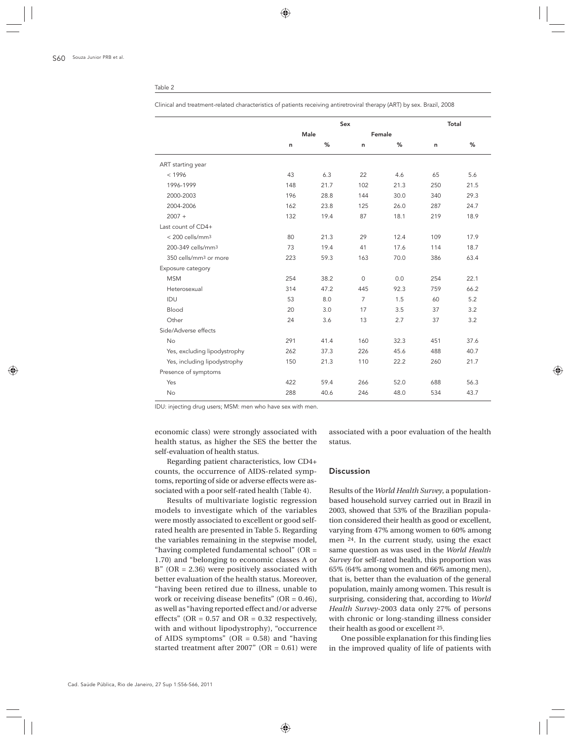Table 2

Clinical and treatment-related characteristics of patients receiving antiretroviral therapy (ART) by sex. Brazil, 2008

| | Sex | | | | Total | |
|---|---|---|---|---|---|---|
| | Male | | Female | | | |
| | n | % | n | % | n | % |
| ART starting year | | | | | | |
| < 1996 | 43 | 6.3 | 22 | 4.6 | 65 | 5.6 |
| 1996-1999 | 148 | 21.7 | 102 | 21.3 | 250 | 21.5 |
| 2000-2003 | 196 | 28.8 | 144 | 30.0 | 340 | 29.3 |
| 2004-2006 | 162 | 23.8 | 125 | 26.0 | 287 | 24.7 |
| 2007 + | 132 | 19.4 | 87 | 18.1 | 219 | 18.9 |
| Last count of CD4+ | | | | | | |
| < 200 cells/mm³ | 80 | 21.3 | 29 | 12.4 | 109 | 17.9 |
| 200-349 cells/mm³ | 73 | 19.4 | 41 | 17.6 | 114 | 18.7 |
| 350 cells/mm³ or more | 223 | 59.3 | 163 | 70.0 | 386 | 63.4 |
| Exposure category | | | | | | |
| MSM | 254 | 38.2 | 0 | 0.0 | 254 | 22.1 |
| Heterosexual | 314 | 47.2 | 445 | 92.3 | 759 | 66.2 |
| IDU | 53 | 8.0 | 7 | 1.5 | 60 | 5.2 |
| Blood | 20 | 3.0 | 17 | 3.5 | 37 | 3.2 |
| Other | 24 | 3.6 | 13 | 2.7 | 37 | 3.2 |
| Side/Adverse effects | | | | | | |
| No | 291 | 41.4 | 160 | 32.3 | 451 | 37.6 |
| Yes, excluding lipodystrophy | 262 | 37.3 | 226 | 45.6 | 488 | 40.7 |
| Yes, including lipodystrophy | 150 | 21.3 | 110 | 22.2 | 260 | 21.7 |
| Presence of symptoms | | | | | | |
| Yes | 422 | 59.4 | 266 | 52.0 | 688 | 56.3 |
| No | 288 | 40.6 | 246 | 48.0 | 534 | 43.7 |

IDU: injecting drug users; MSM: men who have sex with men.

economic class) were strongly associated with health status, as higher the SES the better the self-evaluation of health status.

Regarding patient characteristics, low CD4+ counts, the occurrence of AIDS-related symptoms, reporting of side or adverse effects were associated with a poor self-rated health (Table 4).

Results of multivariate logistic regression models to investigate which of the variables were mostly associated to excellent or good self-rated health are presented in Table 5. Regarding the variables remaining in the stepwise model, "having completed fundamental school" (OR = 1.70) and "belonging to economic classes A or B" (OR = 2.36) were positively associated with better evaluation of the health status. Moreover, "having been retired due to illness, unable to work or receiving disease benefits" (OR = 0.46), as well as "having reported effect and/or adverse effects" (OR = 0.57 and OR = 0.32 respectively, with and without lipodystrophy), "occurrence of AIDS symptoms" (OR = 0.58) and "having started treatment after 2007" (OR = 0.61) were associated with a poor evaluation of the health status.

## Discussion

Results of the *World Health Survey*, a population-based household survey carried out in Brazil in 2003, showed that 53% of the Brazilian population considered their health as good or excellent, varying from 47% among women to 60% among men [24]. In the current study, using the exact same question as was used in the *World Health Survey* for self-rated health, this proportion was 65% (64% among women and 66% among men), that is, better than the evaluation of the general population, mainly among women. This result is surprising, considering that, according to *World Health Survey*-2003 data only 27% of persons with chronic or long-standing illness consider their health as good or excellent [25].

One possible explanation for this finding lies in the improved quality of life of patients with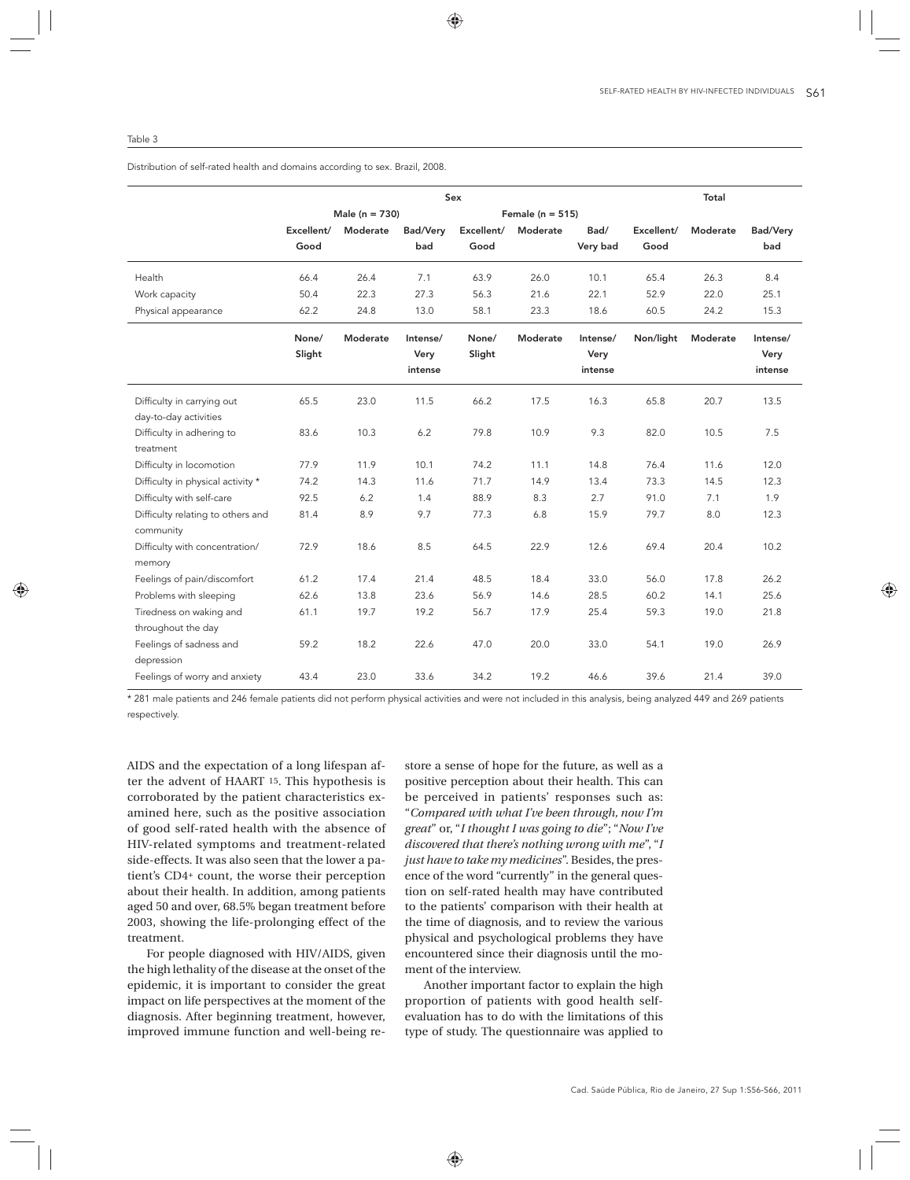Table 3

Distribution of self-rated health and domains according to sex. Brazil, 2008.

| | Sex | | | | | | Total | | |
|---|---|---|---|---|---|---|---|---|---|
| | Male (n = 730) | | | Female (n = 515) | | | | | |
| | Excellent/ Good | Moderate | Bad/Very bad | Excellent/ Good | Moderate | Bad/ Very bad | Excellent/ Good | Moderate | Bad/Very bad |
| Health | 66.4 | 26.4 | 7.1 | 63.9 | 26.0 | 10.1 | 65.4 | 26.3 | 8.4 |
| Work capacity | 50.4 | 22.3 | 27.3 | 56.3 | 21.6 | 22.1 | 52.9 | 22.0 | 25.1 |
| Physical appearance | 62.2 | 24.8 | 13.0 | 58.1 | 23.3 | 18.6 | 60.5 | 24.2 | 15.3 |
| | None/ Slight | Moderate | Intense/ Very intense | None/ Slight | Moderate | Intense/ Very intense | Non/light | Moderate | Intense/ Very intense |
| Difficulty in carrying out day-to-day activities | 65.5 | 23.0 | 11.5 | 66.2 | 17.5 | 16.3 | 65.8 | 20.7 | 13.5 |
| Difficulty in adhering to treatment | 83.6 | 10.3 | 6.2 | 79.8 | 10.9 | 9.3 | 82.0 | 10.5 | 7.5 |
| Difficulty in locomotion | 77.9 | 11.9 | 10.1 | 74.2 | 11.1 | 14.8 | 76.4 | 11.6 | 12.0 |
| Difficulty in physical activity * | 74.2 | 14.3 | 11.6 | 71.7 | 14.9 | 13.4 | 73.3 | 14.5 | 12.3 |
| Difficulty with self-care | 92.5 | 6.2 | 1.4 | 88.9 | 8.3 | 2.7 | 91.0 | 7.1 | 1.9 |
| Difficulty relating to others and community | 81.4 | 8.9 | 9.7 | 77.3 | 6.8 | 15.9 | 79.7 | 8.0 | 12.3 |
| Difficulty with concentration/ memory | 72.9 | 18.6 | 8.5 | 64.5 | 22.9 | 12.6 | 69.4 | 20.4 | 10.2 |
| Feelings of pain/discomfort | 61.2 | 17.4 | 21.4 | 48.5 | 18.4 | 33.0 | 56.0 | 17.8 | 26.2 |
| Problems with sleeping | 62.6 | 13.8 | 23.6 | 56.9 | 14.6 | 28.5 | 60.2 | 14.1 | 25.6 |
| Tiredness on waking and throughout the day | 61.1 | 19.7 | 19.2 | 56.7 | 17.9 | 25.4 | 59.3 | 19.0 | 21.8 |
| Feelings of sadness and depression | 59.2 | 18.2 | 22.6 | 47.0 | 20.0 | 33.0 | 54.1 | 19.0 | 26.9 |
| Feelings of worry and anxiety | 43.4 | 23.0 | 33.6 | 34.2 | 19.2 | 46.6 | 39.6 | 21.4 | 39.0 |

* 281 male patients and 246 female patients did not perform physical activities and were not included in this analysis, being analyzed 449 and 269 patients respectively.

AIDS and the expectation of a long lifespan after the advent of HAART [15]. This hypothesis is corroborated by the patient characteristics examined here, such as the positive association of good self-rated health with the absence of HIV-related symptoms and treatment-related side-effects. It was also seen that the lower a patient's CD4+ count, the worse their perception about their health. In addition, among patients aged 50 and over, 68.5% began treatment before 2003, showing the life-prolonging effect of the treatment.

For people diagnosed with HIV/AIDS, given the high lethality of the disease at the onset of the epidemic, it is important to consider the great impact on life perspectives at the moment of the diagnosis. After beginning treatment, however, improved immune function and well-being restore a sense of hope for the future, as well as a positive perception about their health. This can be perceived in patients' responses such as: "*Compared with what I've been through, now I'm great*" or, "*I thought I was going to die*"; "*Now I've discovered that there's nothing wrong with me*", "*I just have to take my medicines*". Besides, the presence of the word "currently" in the general question on self-rated health may have contributed to the patients' comparison with their health at the time of diagnosis, and to review the various physical and psychological problems they have encountered since their diagnosis until the moment of the interview.

Another important factor to explain the high proportion of patients with good health self-evaluation has to do with the limitations of this type of study. The questionnaire was applied to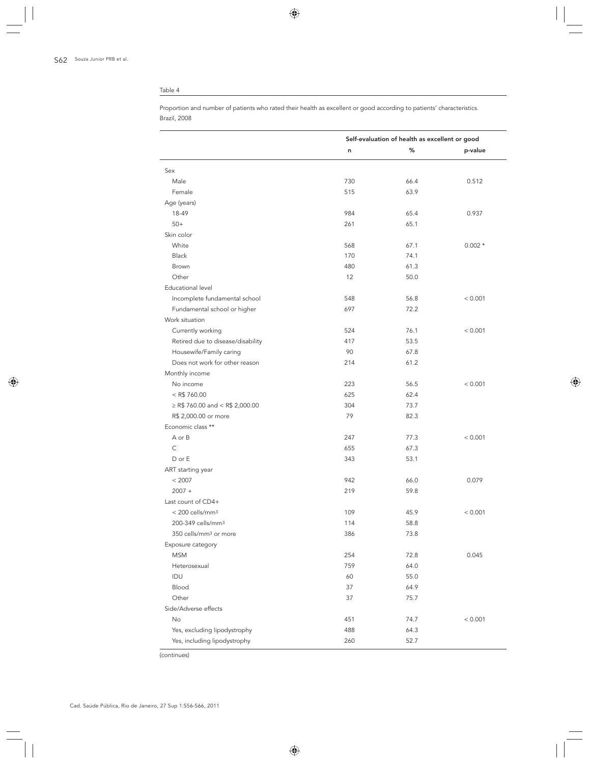Table 4

Proportion and number of patients who rated their health as excellent or good according to patients' characteristics. Brazil, 2008

| | Self-evaluation of health as excellent or good | | |
|---|---|---|---|
| | n | % | p-value |
| Sex | | | |
| Male | 730 | 66.4 | 0.512 |
| Female | 515 | 63.9 | |
| Age (years) | | | |
| 18-49 | 984 | 65.4 | 0.937 |
| 50+ | 261 | 65.1 | |
| Skin color | | | |
| White | 568 | 67.1 | 0.002 * |
| Black | 170 | 74.1 | |
| Brown | 480 | 61.3 | |
| Other | 12 | 50.0 | |
| Educational level | | | |
| Incomplete fundamental school | 548 | 56.8 | < 0.001 |
| Fundamental school or higher | 697 | 72.2 | |
| Work situation | | | |
| Currently working | 524 | 76.1 | < 0.001 |
| Retired due to disease/disability | 417 | 53.5 | |
| Housewife/Family caring | 90 | 67.8 | |
| Does not work for other reason | 214 | 61.2 | |
| Monthly income | | | |
| No income | 223 | 56.5 | < 0.001 |
| < R$ 760.00 | 625 | 62.4 | |
| ≥ R$ 760.00 and < R$ 2,000.00 | 304 | 73.7 | |
| R$ 2,000.00 or more | 79 | 82.3 | |
| Economic class ** | | | |
| A or B | 247 | 77.3 | < 0.001 |
| C | 655 | 67.3 | |
| D or E | 343 | 53.1 | |
| ART starting year | | | |
| < 2007 | 942 | 66.0 | 0.079 |
| 2007 + | 219 | 59.8 | |
| Last count of CD4+ | | | |
| < 200 cells/mm³ | 109 | 45.9 | < 0.001 |
| 200-349 cells/mm³ | 114 | 58.8 | |
| 350 cells/mm³ or more | 386 | 73.8 | |
| Exposure category | | | |
| MSM | 254 | 72.8 | 0.045 |
| Heterosexual | 759 | 64.0 | |
| IDU | 60 | 55.0 | |
| Blood | 37 | 64.9 | |
| Other | 37 | 75.7 | |
| Side/Adverse effects | | | |
| No | 451 | 74.7 | < 0.001 |
| Yes, excluding lipodystrophy | 488 | 64.3 | |
| Yes, including lipodystrophy | 260 | 52.7 | |

(continues)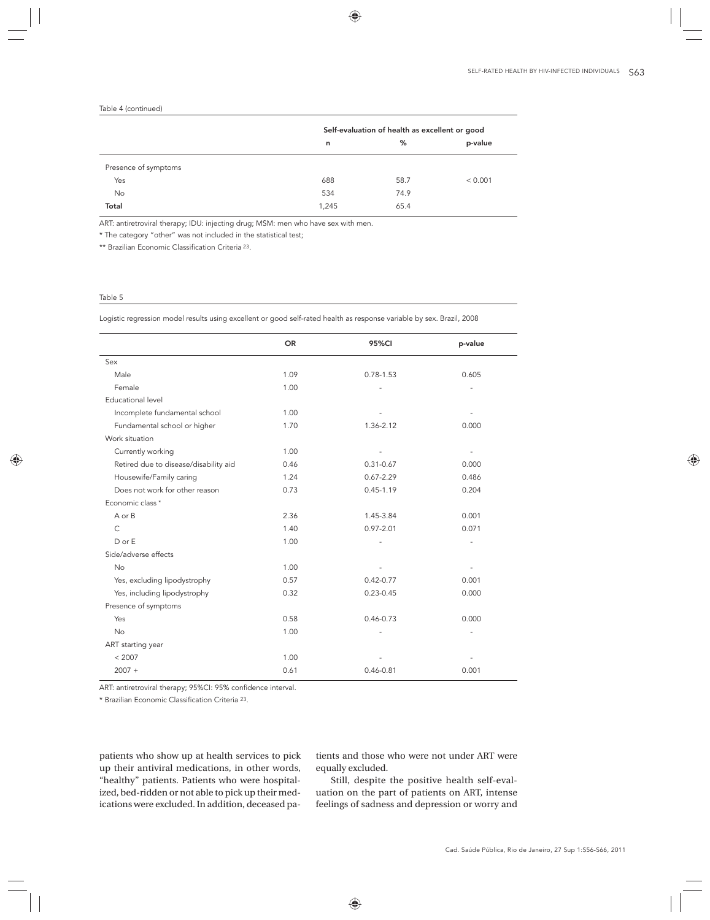Table 4 (continued)

| | Self-evaluation of health as excellent or good | | |
|---|---|---|---|
| | n | % | p-value |
| Presence of symptoms | | | |
| Yes | 688 | 58.7 | < 0.001 |
| No | 534 | 74.9 | |
| **Total** | 1,245 | 65.4 | |

ART: antiretroviral therapy; IDU: injecting drug; MSM: men who have sex with men.

* The category "other" was not included in the statistical test;

** Brazilian Economic Classification Criteria [23].

Table 5

Logistic regression model results using excellent or good self-rated health as response variable by sex. Brazil, 2008

| | OR | 95%CI | p-value |
|---|---|---|---|
| Sex | | | |
| Male | 1.09 | 0.78-1.53 | 0.605 |
| Female | 1.00 | - | - |
| Educational level | | | |
| Incomplete fundamental school | 1.00 | - | - |
| Fundamental school or higher | 1.70 | 1.36-2.12 | 0.000 |
| Work situation | | | |
| Currently working | 1.00 | - | - |
| Retired due to disease/disability aid | 0.46 | 0.31-0.67 | 0.000 |
| Housewife/Family caring | 1.24 | 0.67-2.29 | 0.486 |
| Does not work for other reason | 0.73 | 0.45-1.19 | 0.204 |
| Economic class * | | | |
| A or B | 2.36 | 1.45-3.84 | 0.001 |
| C | 1.40 | 0.97-2.01 | 0.071 |
| D or E | 1.00 | - | - |
| Side/adverse effects | | | |
| No | 1.00 | - | - |
| Yes, excluding lipodystrophy | 0.57 | 0.42-0.77 | 0.001 |
| Yes, including lipodystrophy | 0.32 | 0.23-0.45 | 0.000 |
| Presence of symptoms | | | |
| Yes | 0.58 | 0.46-0.73 | 0.000 |
| No | 1.00 | - | - |
| ART starting year | | | |
| < 2007 | 1.00 | - | - |
| 2007 + | 0.61 | 0.46-0.81 | 0.001 |

ART: antiretroviral therapy; 95%CI: 95% confidence interval.

* Brazilian Economic Classification Criteria [23].

patients who show up at health services to pick up their antiviral medications, in other words, "healthy" patients. Patients who were hospitalized, bed-ridden or not able to pick up their medications were excluded. In addition, deceased patients and those who were not under ART were equally excluded.

Still, despite the positive health self-evaluation on the part of patients on ART, intense feelings of sadness and depression or worry and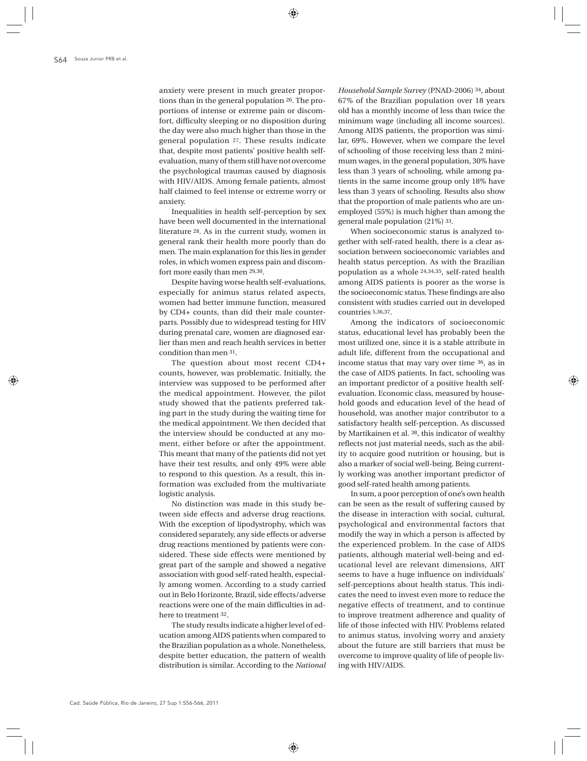anxiety were present in much greater proportions than in the general population [26]. The proportions of intense or extreme pain or discomfort, difficulty sleeping or no disposition during the day were also much higher than those in the general population [27]. These results indicate that, despite most patients' positive health self-evaluation, many of them still have not overcome the psychological traumas caused by diagnosis with HIV/AIDS. Among female patients, almost half claimed to feel intense or extreme worry or anxiety.

Inequalities in health self-perception by sex have been well documented in the international literature [28]. As in the current study, women in general rank their health more poorly than do men. The main explanation for this lies in gender roles, in which women express pain and discomfort more easily than men [29,30].

Despite having worse health self-evaluations, especially for animus status related aspects, women had better immune function, measured by CD4+ counts, than did their male counterparts. Possibly due to widespread testing for HIV during prenatal care, women are diagnosed earlier than men and reach health services in better condition than men [31].

The question about most recent CD4+ counts, however, was problematic. Initially, the interview was supposed to be performed after the medical appointment. However, the pilot study showed that the patients preferred taking part in the study during the waiting time for the medical appointment. We then decided that the interview should be conducted at any moment, either before or after the appointment. This meant that many of the patients did not yet have their test results, and only 49% were able to respond to this question. As a result, this information was excluded from the multivariate logistic analysis.

No distinction was made in this study between side effects and adverse drug reactions. With the exception of lipodystrophy, which was considered separately, any side effects or adverse drug reactions mentioned by patients were considered. These side effects were mentioned by great part of the sample and showed a negative association with good self-rated health, especially among women. According to a study carried out in Belo Horizonte, Brazil, side effects/adverse reactions were one of the main difficulties in adhere to treatment [32].

The study results indicate a higher level of education among AIDS patients when compared to the Brazilian population as a whole. Nonetheless, despite better education, the pattern of wealth distribution is similar. According to the *National Household Sample Survey* (PNAD-2006) [34], about 67% of the Brazilian population over 18 years old has a monthly income of less than twice the minimum wage (including all income sources). Among AIDS patients, the proportion was similar, 69%. However, when we compare the level of schooling of those receiving less than 2 minimum wages, in the general population, 30% have less than 3 years of schooling, while among patients in the same income group only 18% have less than 3 years of schooling. Results also show that the proportion of male patients who are unemployed (55%) is much higher than among the general male population (21%) [33].

When socioeconomic status is analyzed together with self-rated health, there is a clear association between socioeconomic variables and health status perception. As with the Brazilian population as a whole [24,34,35], self-rated health among AIDS patients is poorer as the worse is the socioeconomic status. These findings are also consistent with studies carried out in developed countries [5,36,37].

Among the indicators of socioeconomic status, educational level has probably been the most utilized one, since it is a stable attribute in adult life, different from the occupational and income status that may vary over time [36], as in the case of AIDS patients. In fact, schooling was an important predictor of a positive health self-evaluation. Economic class, measured by household goods and education level of the head of household, was another major contributor to a satisfactory health self-perception. As discussed by Martikainen et al. [38], this indicator of wealthy reflects not just material needs, such as the ability to acquire good nutrition or housing, but is also a marker of social well-being. Being currently working was another important predictor of good self-rated health among patients.

In sum, a poor perception of one's own health can be seen as the result of suffering caused by the disease in interaction with social, cultural, psychological and environmental factors that modify the way in which a person is affected by the experienced problem. In the case of AIDS patients, although material well-being and educational level are relevant dimensions, ART seems to have a huge influence on individuals' self-perceptions about health status. This indicates the need to invest even more to reduce the negative effects of treatment, and to continue to improve treatment adherence and quality of life of those infected with HIV. Problems related to animus status, involving worry and anxiety about the future are still barriers that must be overcome to improve quality of life of people living with HIV/AIDS.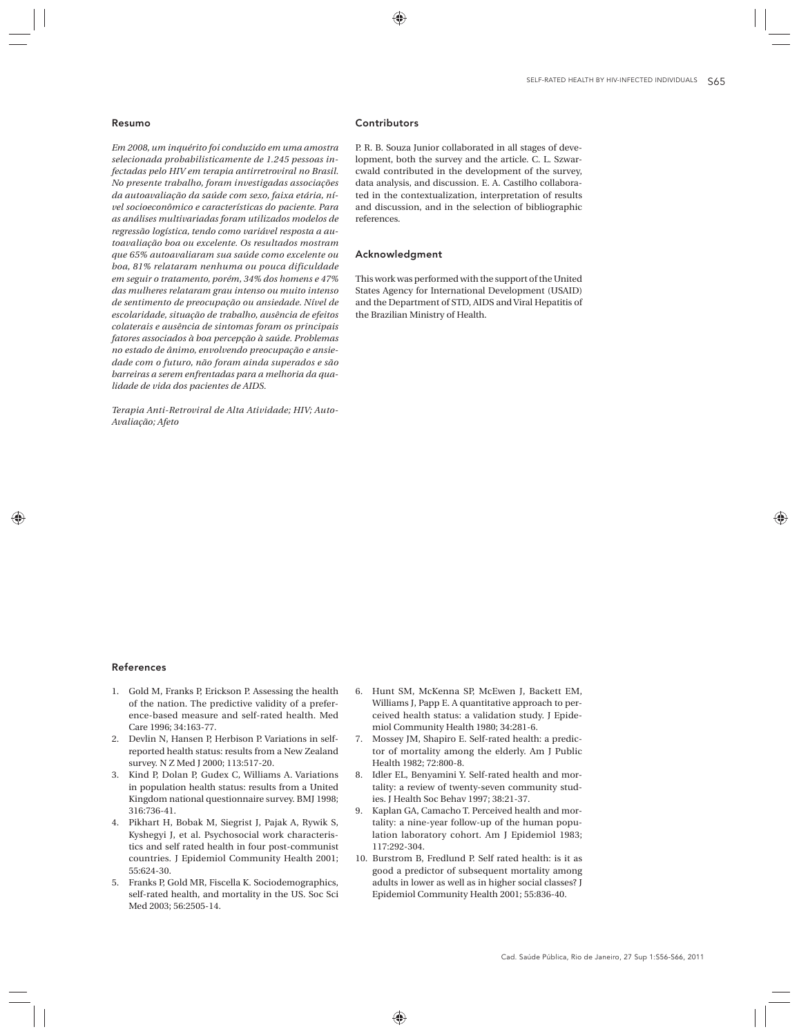## Resumo

*Em 2008, um inquérito foi conduzido em uma amostra selecionada probabilisticamente de 1.245 pessoas infectadas pelo HIV em terapia antirretroviral no Brasil. No presente trabalho, foram investigadas associações da autoavaliação da saúde com sexo, faixa etária, nível socioeconômico e características do paciente. Para as análises multivariadas foram utilizados modelos de regressão logística, tendo como variável resposta a autoavaliação boa ou excelente. Os resultados mostram que 65% autoavaliaram sua saúde como excelente ou boa, 81% relataram nenhuma ou pouca dificuldade em seguir o tratamento, porém, 34% dos homens e 47% das mulheres relataram grau intenso ou muito intenso de sentimento de preocupação ou ansiedade. Nível de escolaridade, situação de trabalho, ausência de efeitos colaterais e ausência de sintomas foram os principais fatores associados à boa percepção à saúde. Problemas no estado de ânimo, envolvendo preocupação e ansiedade com o futuro, não foram ainda superados e são barreiras a serem enfrentadas para a melhoria da qualidade de vida dos pacientes de AIDS.*

*Terapia Anti-Retroviral de Alta Atividade; HIV; Auto-Avaliação; Afeto*

## Contributors

P. R. B. Souza Junior collaborated in all stages of development, both the survey and the article. C. L. Szwarcwald contributed in the development of the survey, data analysis, and discussion. E. A. Castilho collaborated in the contextualization, interpretation of results and discussion, and in the selection of bibliographic references.

## Acknowledgment

This work was performed with the support of the United States Agency for International Development (USAID) and the Department of STD, AIDS and Viral Hepatitis of the Brazilian Ministry of Health.

## References

1. Gold M, Franks P, Erickson P. Assessing the health of the nation. The predictive validity of a preference-based measure and self-rated health. Med Care 1996; 34:163-77.
2. Devlin N, Hansen P, Herbison P. Variations in self-reported health status: results from a New Zealand survey. N Z Med J 2000; 113:517-20.
3. Kind P, Dolan P, Gudex C, Williams A. Variations in population health status: results from a United Kingdom national questionnaire survey. BMJ 1998; 316:736-41.
4. Pikhart H, Bobak M, Siegrist J, Pajak A, Rywik S, Kyshegyi J, et al. Psychosocial work characteristics and self rated health in four post-communist countries. J Epidemiol Community Health 2001; 55:624-30.
5. Franks P, Gold MR, Fiscella K. Sociodemographics, self-rated health, and mortality in the US. Soc Sci Med 2003; 56:2505-14.
6. Hunt SM, McKenna SP, McEwen J, Backett EM, Williams J, Papp E. A quantitative approach to perceived health status: a validation study. J Epidemiol Community Health 1980; 34:281-6.
7. Mossey JM, Shapiro E. Self-rated health: a predictor of mortality among the elderly. Am J Public Health 1982; 72:800-8.
8. Idler EL, Benyamini Y. Self-rated health and mortality: a review of twenty-seven community studies. J Health Soc Behav 1997; 38:21-37.
9. Kaplan GA, Camacho T. Perceived health and mortality: a nine-year follow-up of the human population laboratory cohort. Am J Epidemiol 1983; 117:292-304.
10. Burstrom B, Fredlund P. Self rated health: is it as good a predictor of subsequent mortality among adults in lower as well as in higher social classes? J Epidemiol Community Health 2001; 55:836-40.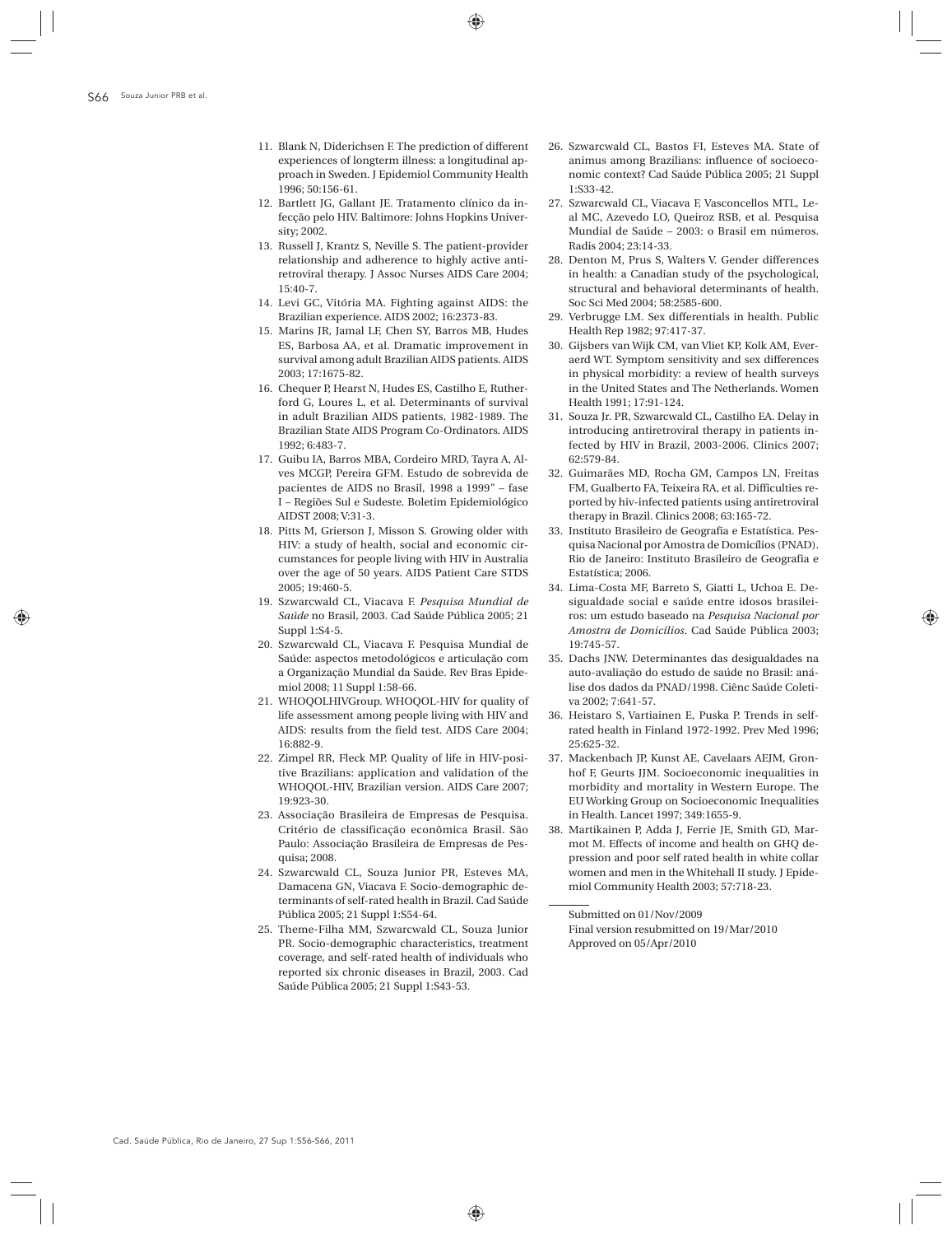11. Blank N, Diderichsen F. The prediction of different experiences of longterm illness: a longitudinal approach in Sweden. J Epidemiol Community Health 1996; 50:156-61.
12. Bartlett JG, Gallant JE. Tratamento clínico da infecção pelo HIV. Baltimore: Johns Hopkins University; 2002.
13. Russell J, Krantz S, Neville S. The patient-provider relationship and adherence to highly active antiretroviral therapy. J Assoc Nurses AIDS Care 2004; 15:40-7.
14. Levi GC, Vitória MA. Fighting against AIDS: the Brazilian experience. AIDS 2002; 16:2373-83.
15. Marins JR, Jamal LF, Chen SY, Barros MB, Hudes ES, Barbosa AA, et al. Dramatic improvement in survival among adult Brazilian AIDS patients. AIDS 2003; 17:1675-82.
16. Chequer P, Hearst N, Hudes ES, Castilho E, Rutherford G, Loures L, et al. Determinants of survival in adult Brazilian AIDS patients, 1982-1989. The Brazilian State AIDS Program Co-Ordinators. AIDS 1992; 6:483-7.
17. Guibu IA, Barros MBA, Cordeiro MRD, Tayra A, Alves MCGP, Pereira GFM. Estudo de sobrevida de pacientes de AIDS no Brasil, 1998 a 1999" – fase I – Regiões Sul e Sudeste. Boletim Epidemiológico AIDST 2008; V:31-3.
18. Pitts M, Grierson J, Misson S. Growing older with HIV: a study of health, social and economic circumstances for people living with HIV in Australia over the age of 50 years. AIDS Patient Care STDS 2005; 19:460-5.
19. Szwarcwald CL, Viacava F. *Pesquisa Mundial de Saúde* no Brasil, 2003. Cad Saúde Pública 2005; 21 Suppl 1:S4-5.
20. Szwarcwald CL, Viacava F. Pesquisa Mundial de Saúde: aspectos metodológicos e articulação com a Organização Mundial da Saúde. Rev Bras Epidemiol 2008; 11 Suppl 1:58-66.
21. WHOQOLHIVGroup. WHOQOL-HIV for quality of life assessment among people living with HIV and AIDS: results from the field test. AIDS Care 2004; 16:882-9.
22. Zimpel RR, Fleck MP. Quality of life in HIV-positive Brazilians: application and validation of the WHOQOL-HIV, Brazilian version. AIDS Care 2007; 19:923-30.
23. Associação Brasileira de Empresas de Pesquisa. Critério de classificação econômica Brasil. São Paulo: Associação Brasileira de Empresas de Pesquisa; 2008.
24. Szwarcwald CL, Souza Junior PR, Esteves MA, Damacena GN, Viacava F. Socio-demographic determinants of self-rated health in Brazil. Cad Saúde Pública 2005; 21 Suppl 1:S54-64.
25. Theme-Filha MM, Szwarcwald CL, Souza Junior PR. Socio-demographic characteristics, treatment coverage, and self-rated health of individuals who reported six chronic diseases in Brazil, 2003. Cad Saúde Pública 2005; 21 Suppl 1:S43-53.
26. Szwarcwald CL, Bastos FI, Esteves MA. State of animus among Brazilians: influence of socioeconomic context? Cad Saúde Pública 2005; 21 Suppl 1:S33-42.
27. Szwarcwald CL, Viacava F, Vasconcellos MTL, Leal MC, Azevedo LO, Queiroz RSB, et al. Pesquisa Mundial de Saúde – 2003: o Brasil em números. Radis 2004; 23:14-33.
28. Denton M, Prus S, Walters V. Gender differences in health: a Canadian study of the psychological, structural and behavioral determinants of health. Soc Sci Med 2004; 58:2585-600.
29. Verbrugge LM. Sex differentials in health. Public Health Rep 1982; 97:417-37.
30. Gijsbers van Wijk CM, van Vliet KP, Kolk AM, Everaerd WT. Symptom sensitivity and sex differences in physical morbidity: a review of health surveys in the United States and The Netherlands. Women Health 1991; 17:91-124.
31. Souza Jr. PR, Szwarcwald CL, Castilho EA. Delay in introducing antiretroviral therapy in patients infected by HIV in Brazil, 2003-2006. Clinics 2007; 62:579-84.
32. Guimarães MD, Rocha GM, Campos LN, Freitas FM, Gualberto FA, Teixeira RA, et al. Difficulties reported by hiv-infected patients using antiretroviral therapy in Brazil. Clinics 2008; 63:165-72.
33. Instituto Brasileiro de Geografia e Estatística. Pesquisa Nacional por Amostra de Domicílios (PNAD). Rio de Janeiro: Instituto Brasileiro de Geografia e Estatística; 2006.
34. Lima-Costa MF, Barreto S, Giatti L, Uchoa E. Desigualdade social e saúde entre idosos brasileiros: um estudo baseado na *Pesquisa Nacional por Amostra de Domicílios*. Cad Saúde Pública 2003; 19:745-57.
35. Dachs JNW. Determinantes das desigualdades na auto-avaliação do estudo de saúde no Brasil: análise dos dados da PNAD/1998. Ciênc Saúde Coletiva 2002; 7:641-57.
36. Heistaro S, Vartiainen E, Puska P. Trends in self-rated health in Finland 1972-1992. Prev Med 1996; 25:625-32.
37. Mackenbach JP, Kunst AE, Cavelaars AEJM, Gronhof F, Geurts JJM. Socioeconomic inequalities in morbidity and mortality in Western Europe. The EU Working Group on Socioeconomic Inequalities in Health. Lancet 1997; 349:1655-9.
38. Martikainen P, Adda J, Ferrie JE, Smith GD, Marmot M. Effects of income and health on GHQ depression and poor self rated health in white collar women and men in the Whitehall II study. J Epidemiol Community Health 2003; 57:718-23.

Submitted on 01/Nov/2009
Final version resubmitted on 19/Mar/2010
Approved on 05/Apr/2010